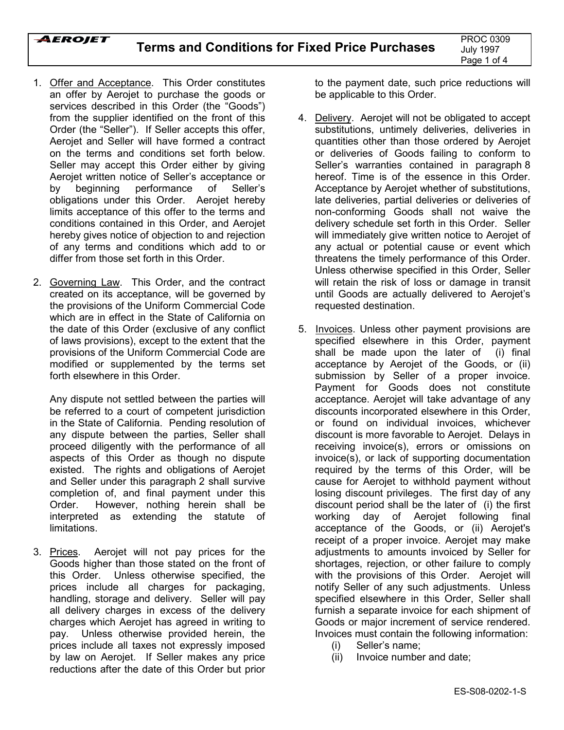# Terms and Conditions for Fixed Price Purchases

1. Offer and Acceptance. This Order constitutes an offer by Aerojet to purchase the goods or services described in this Order (the "Goods") from the supplier identified on the front of this Order (the "Seller"). If Seller accepts this offer, Aerojet and Seller will have formed a contract on the terms and conditions set forth below. Seller may accept this Order either by giving Aerojet written notice of Seller's acceptance or by beginning performance of Seller's obligations under this Order. Aerojet hereby limits acceptance of this offer to the terms and conditions contained in this Order, and Aerojet hereby gives notice of objection to and rejection of any terms and conditions which add to or differ from those set forth in this Order.

2. Governing Law. This Order, and the contract created on its acceptance, will be governed by the provisions of the Uniform Commercial Code which are in effect in the State of California on the date of this Order (exclusive of any conflict of laws provisions), except to the extent that the provisions of the Uniform Commercial Code are modified or supplemented by the terms set forth elsewhere in this Order.

   Any dispute not settled between the parties will be referred to a court of competent jurisdiction in the State of California. Pending resolution of any dispute between the parties, Seller shall proceed diligently with the performance of all aspects of this Order as though no dispute existed. The rights and obligations of Aerojet and Seller under this paragraph 2 shall survive completion of, and final payment under this Order. However, nothing herein shall be interpreted as extending the statute of limitations.

3. Prices. Aerojet will not pay prices for the Goods higher than those stated on the front of this Order. Unless otherwise specified, the prices include all charges for packaging, handling, storage and delivery. Seller will pay all delivery charges in excess of the delivery charges which Aerojet has agreed in writing to pay. Unless otherwise provided herein, the prices include all taxes not expressly imposed by law on Aerojet. If Seller makes any price reductions after the date of this Order but prior to the payment date, such price reductions will be applicable to this Order.

4. Delivery. Aerojet will not be obligated to accept substitutions, untimely deliveries, deliveries in quantities other than those ordered by Aerojet or deliveries of Goods failing to conform to Seller's warranties contained in paragraph 8 hereof. Time is of the essence in this Order. Acceptance by Aerojet whether of substitutions, late deliveries, partial deliveries or deliveries of non-conforming Goods shall not waive the delivery schedule set forth in this Order. Seller will immediately give written notice to Aerojet of any actual or potential cause or event which threatens the timely performance of this Order. Unless otherwise specified in this Order, Seller will retain the risk of loss or damage in transit until Goods are actually delivered to Aerojet's requested destination.

5. Invoices. Unless other payment provisions are specified elsewhere in this Order, payment shall be made upon the later of (i) final acceptance by Aerojet of the Goods, or (ii) submission by Seller of a proper invoice. Payment for Goods does not constitute acceptance. Aerojet will take advantage of any discounts incorporated elsewhere in this Order, or found on individual invoices, whichever discount is more favorable to Aerojet. Delays in receiving invoice(s), errors or omissions on invoice(s), or lack of supporting documentation required by the terms of this Order, will be cause for Aerojet to withhold payment without losing discount privileges. The first day of any discount period shall be the later of (i) the first working day of Aerojet following final acceptance of the Goods, or (ii) Aerojet's receipt of a proper invoice. Aerojet may make adjustments to amounts invoiced by Seller for shortages, rejection, or other failure to comply with the provisions of this Order. Aerojet will notify Seller of any such adjustments. Unless specified elsewhere in this Order, Seller shall furnish a separate invoice for each shipment of Goods or major increment of service rendered. Invoices must contain the following information:
   (i) Seller's name;
   (ii) Invoice number and date;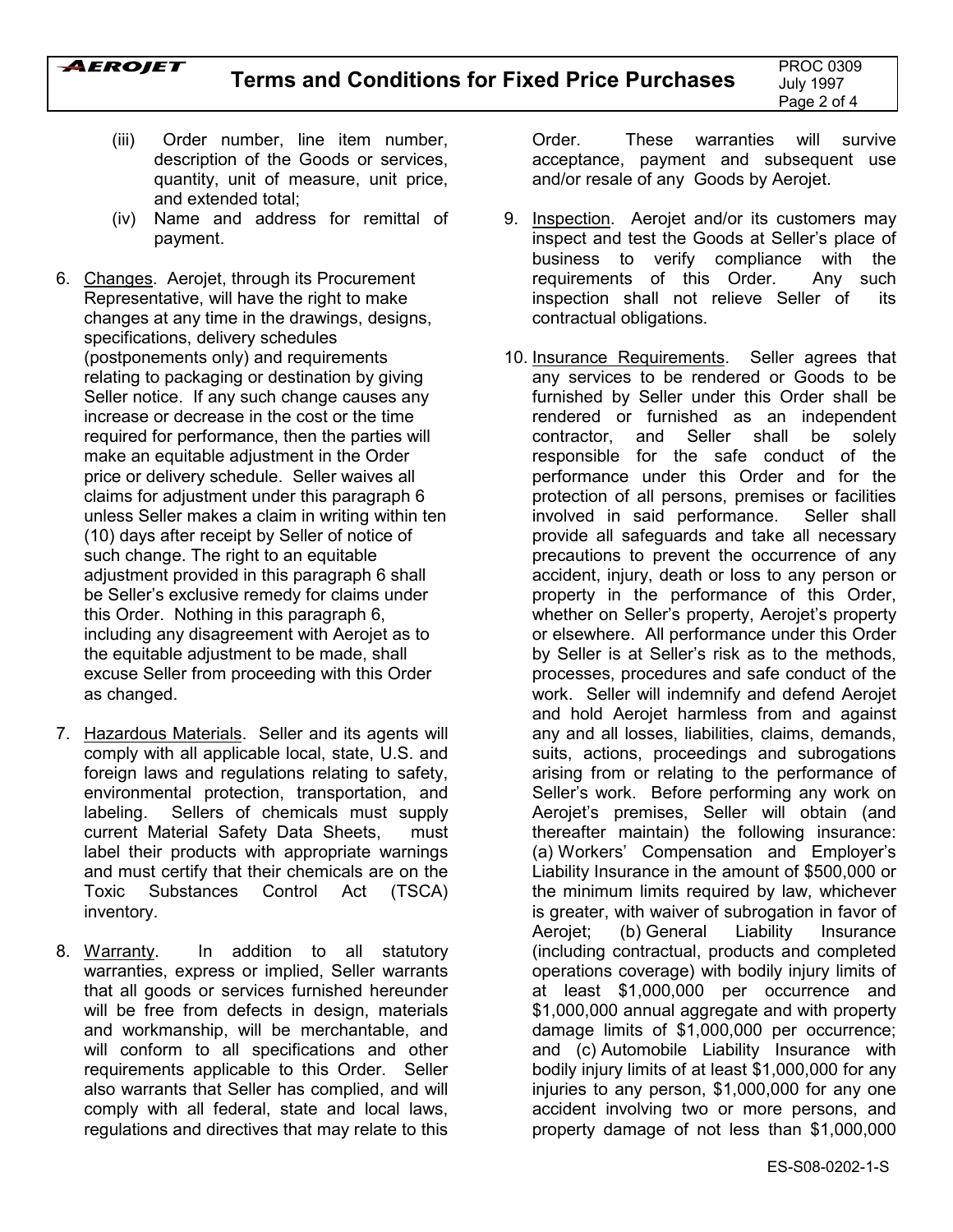(iii) Order number, line item number, description of the Goods or services, quantity, unit of measure, unit price, and extended total;

(iv) Name and address for remittal of payment.

6. Changes. Aerojet, through its Procurement Representative, will have the right to make changes at any time in the drawings, designs, specifications, delivery schedules (postponements only) and requirements relating to packaging or destination by giving Seller notice. If any such change causes any increase or decrease in the cost or the time required for performance, then the parties will make an equitable adjustment in the Order price or delivery schedule. Seller waives all claims for adjustment under this paragraph 6 unless Seller makes a claim in writing within ten (10) days after receipt by Seller of notice of such change. The right to an equitable adjustment provided in this paragraph 6 shall be Seller's exclusive remedy for claims under this Order. Nothing in this paragraph 6, including any disagreement with Aerojet as to the equitable adjustment to be made, shall excuse Seller from proceeding with this Order as changed.

7. Hazardous Materials. Seller and its agents will comply with all applicable local, state, U.S. and foreign laws and regulations relating to safety, environmental protection, transportation, and labeling. Sellers of chemicals must supply current Material Safety Data Sheets, must label their products with appropriate warnings and must certify that their chemicals are on the Toxic Substances Control Act (TSCA) inventory.

8. Warranty. In addition to all statutory warranties, express or implied, Seller warrants that all goods or services furnished hereunder will be free from defects in design, materials and workmanship, will be merchantable, and will conform to all specifications and other requirements applicable to this Order. Seller also warrants that Seller has complied, and will comply with all federal, state and local laws, regulations and directives that may relate to this Order. These warranties will survive acceptance, payment and subsequent use and/or resale of any Goods by Aerojet.

9. Inspection. Aerojet and/or its customers may inspect and test the Goods at Seller's place of business to verify compliance with the requirements of this Order. Any such inspection shall not relieve Seller of its contractual obligations.

10. Insurance Requirements. Seller agrees that any services to be rendered or Goods to be furnished by Seller under this Order shall be rendered or furnished as an independent contractor, and Seller shall be solely responsible for the safe conduct of the performance under this Order and for the protection of all persons, premises or facilities involved in said performance. Seller shall provide all safeguards and take all necessary precautions to prevent the occurrence of any accident, injury, death or loss to any person or property in the performance of this Order, whether on Seller's property, Aerojet's property or elsewhere. All performance under this Order by Seller is at Seller's risk as to the methods, processes, procedures and safe conduct of the work. Seller will indemnify and defend Aerojet and hold Aerojet harmless from and against any and all losses, liabilities, claims, demands, suits, actions, proceedings and subrogations arising from or relating to the performance of Seller's work. Before performing any work on Aerojet's premises, Seller will obtain (and thereafter maintain) the following insurance: (a) Workers' Compensation and Employer's Liability Insurance in the amount of $500,000 or the minimum limits required by law, whichever is greater, with waiver of subrogation in favor of Aerojet; (b) General Liability Insurance (including contractual, products and completed operations coverage) with bodily injury limits of at least $1,000,000 per occurrence and $1,000,000 annual aggregate and with property damage limits of $1,000,000 per occurrence; and (c) Automobile Liability Insurance with bodily injury limits of at least $1,000,000 for any injuries to any person, $1,000,000 for any one accident involving two or more persons, and property damage of not less than $1,000,000

ES-S08-0202-1-S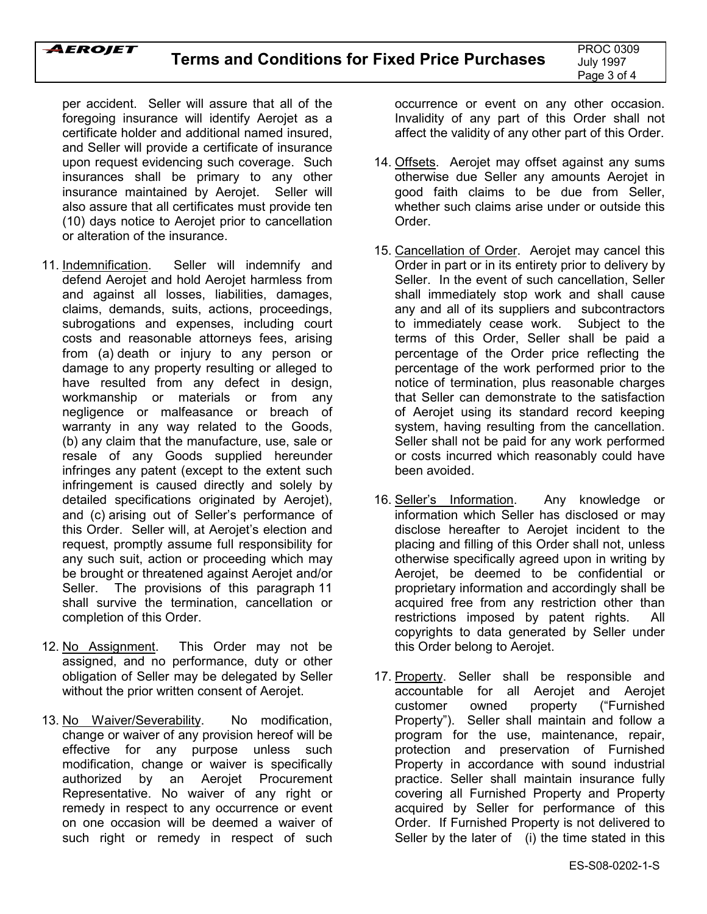per accident. Seller will assure that all of the foregoing insurance will identify Aerojet as a certificate holder and additional named insured, and Seller will provide a certificate of insurance upon request evidencing such coverage. Such insurances shall be primary to any other insurance maintained by Aerojet. Seller will also assure that all certificates must provide ten (10) days notice to Aerojet prior to cancellation or alteration of the insurance.

11. Indemnification. Seller will indemnify and defend Aerojet and hold Aerojet harmless from and against all losses, liabilities, damages, claims, demands, suits, actions, proceedings, subrogations and expenses, including court costs and reasonable attorneys fees, arising from (a) death or injury to any person or damage to any property resulting or alleged to have resulted from any defect in design, workmanship or materials or from any negligence or malfeasance or breach of warranty in any way related to the Goods, (b) any claim that the manufacture, use, sale or resale of any Goods supplied hereunder infringes any patent (except to the extent such infringement is caused directly and solely by detailed specifications originated by Aerojet), and (c) arising out of Seller's performance of this Order. Seller will, at Aerojet's election and request, promptly assume full responsibility for any such suit, action or proceeding which may be brought or threatened against Aerojet and/or Seller. The provisions of this paragraph 11 shall survive the termination, cancellation or completion of this Order.

12. No Assignment. This Order may not be assigned, and no performance, duty or other obligation of Seller may be delegated by Seller without the prior written consent of Aerojet.

13. No Waiver/Severability. No modification, change or waiver of any provision hereof will be effective for any purpose unless such modification, change or waiver is specifically authorized by an Aerojet Procurement Representative. No waiver of any right or remedy in respect to any occurrence or event on one occasion will be deemed a waiver of such right or remedy in respect of such occurrence or event on any other occasion. Invalidity of any part of this Order shall not affect the validity of any other part of this Order.

14. Offsets. Aerojet may offset against any sums otherwise due Seller any amounts Aerojet in good faith claims to be due from Seller, whether such claims arise under or outside this Order.

15. Cancellation of Order. Aerojet may cancel this Order in part or in its entirety prior to delivery by Seller. In the event of such cancellation, Seller shall immediately stop work and shall cause any and all of its suppliers and subcontractors to immediately cease work. Subject to the terms of this Order, Seller shall be paid a percentage of the Order price reflecting the percentage of the work performed prior to the notice of termination, plus reasonable charges that Seller can demonstrate to the satisfaction of Aerojet using its standard record keeping system, having resulting from the cancellation. Seller shall not be paid for any work performed or costs incurred which reasonably could have been avoided.

16. Seller's Information. Any knowledge or information which Seller has disclosed or may disclose hereafter to Aerojet incident to the placing and filling of this Order shall not, unless otherwise specifically agreed upon in writing by Aerojet, be deemed to be confidential or proprietary information and accordingly shall be acquired free from any restriction other than restrictions imposed by patent rights. All copyrights to data generated by Seller under this Order belong to Aerojet.

17. Property. Seller shall be responsible and accountable for all Aerojet and Aerojet customer owned property ("Furnished Property"). Seller shall maintain and follow a program for the use, maintenance, repair, protection and preservation of Furnished Property in accordance with sound industrial practice. Seller shall maintain insurance fully covering all Furnished Property and Property acquired by Seller for performance of this Order. If Furnished Property is not delivered to Seller by the later of (i) the time stated in this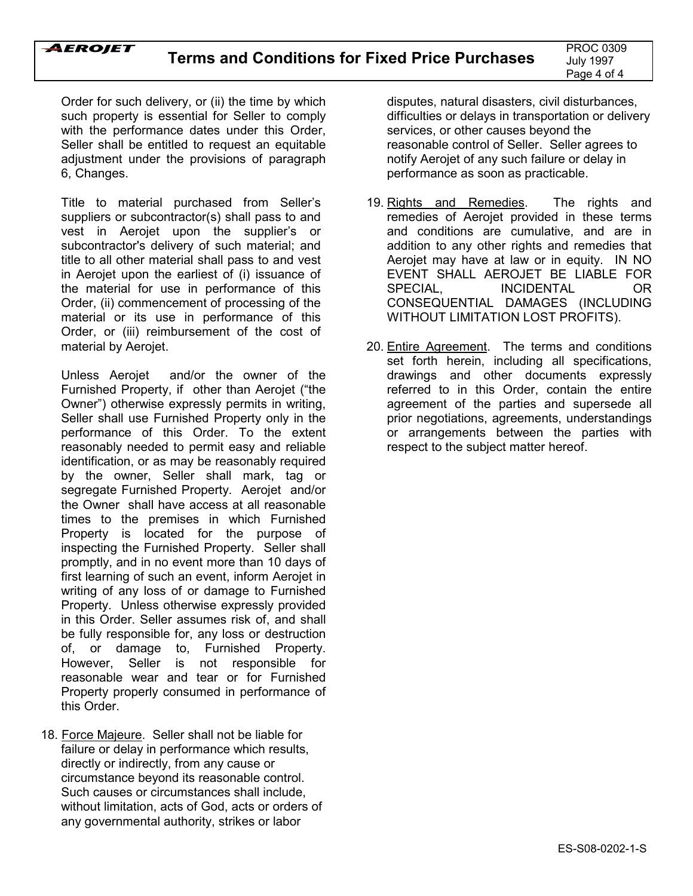Order for such delivery, or (ii) the time by which such property is essential for Seller to comply with the performance dates under this Order, Seller shall be entitled to request an equitable adjustment under the provisions of paragraph 6, Changes.

Title to material purchased from Seller's suppliers or subcontractor(s) shall pass to and vest in Aerojet upon the supplier's or subcontractor's delivery of such material; and title to all other material shall pass to and vest in Aerojet upon the earliest of (i) issuance of the material for use in performance of this Order, (ii) commencement of processing of the material or its use in performance of this Order, or (iii) reimbursement of the cost of material by Aerojet.

Unless Aerojet and/or the owner of the Furnished Property, if other than Aerojet ("the Owner") otherwise expressly permits in writing, Seller shall use Furnished Property only in the performance of this Order. To the extent reasonably needed to permit easy and reliable identification, or as may be reasonably required by the owner, Seller shall mark, tag or segregate Furnished Property. Aerojet and/or the Owner shall have access at all reasonable times to the premises in which Furnished Property is located for the purpose of inspecting the Furnished Property. Seller shall promptly, and in no event more than 10 days of first learning of such an event, inform Aerojet in writing of any loss of or damage to Furnished Property. Unless otherwise expressly provided in this Order. Seller assumes risk of, and shall be fully responsible for, any loss or destruction of, or damage to, Furnished Property. However, Seller is not responsible for reasonable wear and tear or for Furnished Property properly consumed in performance of this Order.

18. Force Majeure. Seller shall not be liable for failure or delay in performance which results, directly or indirectly, from any cause or circumstance beyond its reasonable control. Such causes or circumstances shall include, without limitation, acts of God, acts or orders of any governmental authority, strikes or labor disputes, natural disasters, civil disturbances, difficulties or delays in transportation or delivery services, or other causes beyond the reasonable control of Seller. Seller agrees to notify Aerojet of any such failure or delay in performance as soon as practicable.

19. Rights and Remedies. The rights and remedies of Aerojet provided in these terms and conditions are cumulative, and are in addition to any other rights and remedies that Aerojet may have at law or in equity. IN NO EVENT SHALL AEROJET BE LIABLE FOR SPECIAL, INCIDENTAL OR CONSEQUENTIAL DAMAGES (INCLUDING WITHOUT LIMITATION LOST PROFITS).

20. Entire Agreement. The terms and conditions set forth herein, including all specifications, drawings and other documents expressly referred to in this Order, contain the entire agreement of the parties and supersede all prior negotiations, agreements, understandings or arrangements between the parties with respect to the subject matter hereof.